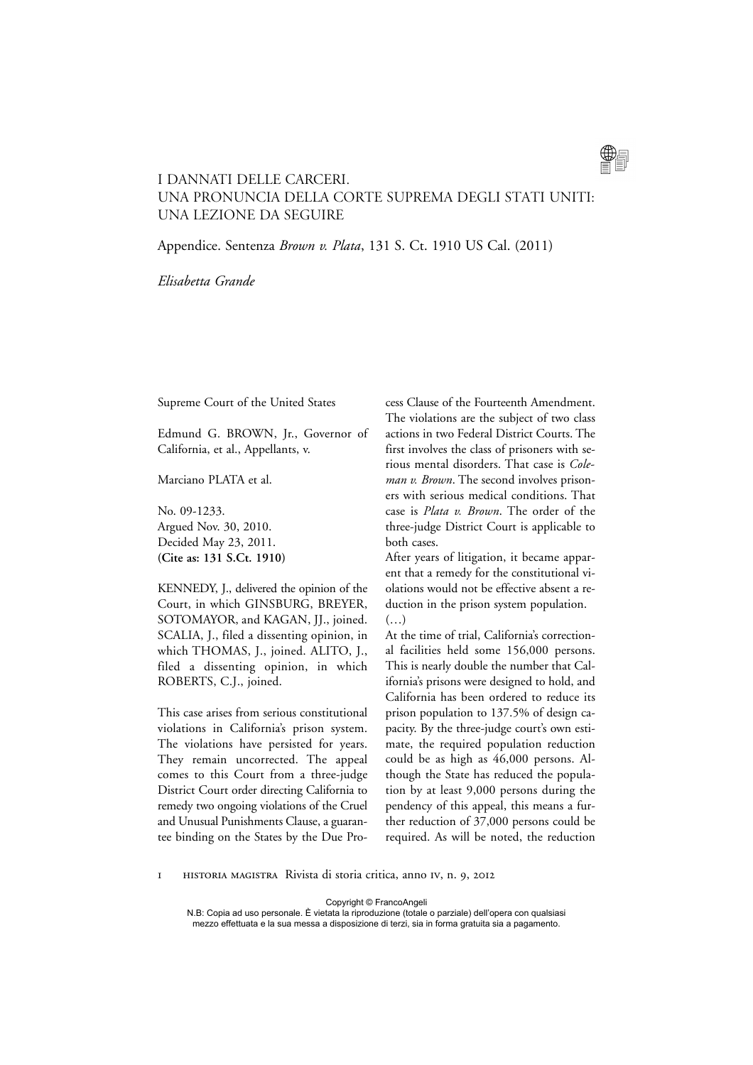# I DANNATI DELLE CARCERI. UNA PRONUNCIA DELLA CORTE SUPREMA DEGLI STATI UNITI: UNA LEZIONE DA SEGUIRE

## Appendice. Sentenza *Brown v. Plata*, 131 S. Ct. 1910 US Cal. (2011)

*Elisabetta Grande*

Supreme Court of the United States

Edmund G. BROWN, Jr., Governor of California, et al., Appellants, v.

Marciano PLATA et al.

No. 09-1233.
Argued Nov. 30, 2010.
Decided May 23, 2011.
**(Cite as: 131 S.Ct. 1910)**

KENNEDY, J., delivered the opinion of the Court, in which GINSBURG, BREYER, SOTOMAYOR, and KAGAN, JJ., joined. SCALIA, J., filed a dissenting opinion, in which THOMAS, J., joined. ALITO, J., filed a dissenting opinion, in which ROBERTS, C.J., joined.

This case arises from serious constitutional violations in California's prison system. The violations have persisted for years. They remain uncorrected. The appeal comes to this Court from a three-judge District Court order directing California to remedy two ongoing violations of the Cruel and Unusual Punishments Clause, a guarantee binding on the States by the Due Process Clause of the Fourteenth Amendment. The violations are the subject of two class actions in two Federal District Courts. The first involves the class of prisoners with serious mental disorders. That case is *Coleman v. Brown*. The second involves prisoners with serious medical conditions. That case is *Plata v. Brown*. The order of the three-judge District Court is applicable to both cases.

After years of litigation, it became apparent that a remedy for the constitutional violations would not be effective absent a reduction in the prison system population.

(…)

At the time of trial, California's correctional facilities held some 156,000 persons. This is nearly double the number that California's prisons were designed to hold, and California has been ordered to reduce its prison population to 137.5% of design capacity. By the three-judge court's own estimate, the required population reduction could be as high as 46,000 persons. Although the State has reduced the population by at least 9,000 persons during the pendency of this appeal, this means a further reduction of 37,000 persons could be required. As will be noted, the reduction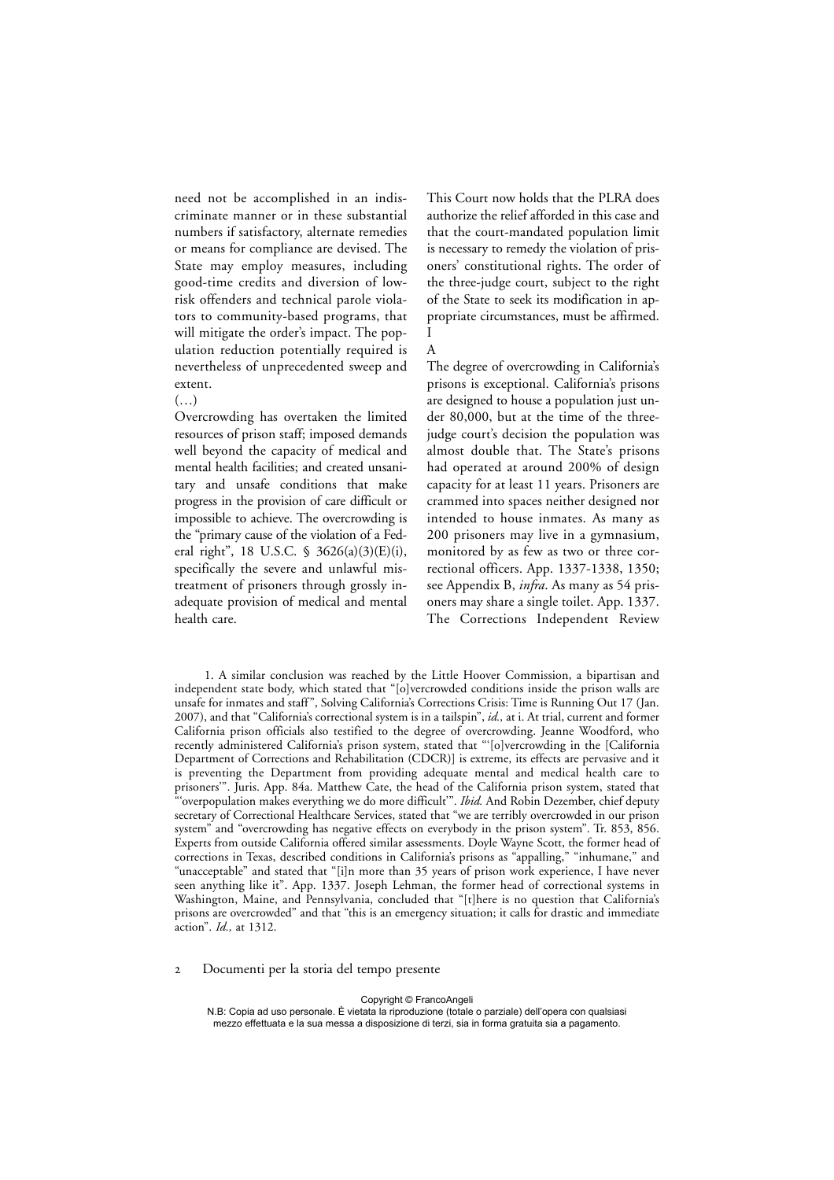need not be accomplished in an indiscriminate manner or in these substantial numbers if satisfactory, alternate remedies or means for compliance are devised. The State may employ measures, including good-time credits and diversion of low-risk offenders and technical parole violators to community-based programs, that will mitigate the order's impact. The population reduction potentially required is nevertheless of unprecedented sweep and extent.

(…)

Overcrowding has overtaken the limited resources of prison staff; imposed demands well beyond the capacity of medical and mental health facilities; and created unsanitary and unsafe conditions that make progress in the provision of care difficult or impossible to achieve. The overcrowding is the "primary cause of the violation of a Federal right", 18 U.S.C. § 3626(a)(3)(E)(i), specifically the severe and unlawful mistreatment of prisoners through grossly inadequate provision of medical and mental health care.

This Court now holds that the PLRA does authorize the relief afforded in this case and that the court-mandated population limit is necessary to remedy the violation of prisoners' constitutional rights. The order of the three-judge court, subject to the right of the State to seek its modification in appropriate circumstances, must be affirmed.

# I

## A

The degree of overcrowding in California's prisons is exceptional. California's prisons are designed to house a population just under 80,000, but at the time of the three-judge court's decision the population was almost double that. The State's prisons had operated at around 200% of design capacity for at least 11 years. Prisoners are crammed into spaces neither designed nor intended to house inmates. As many as 200 prisoners may live in a gymnasium, monitored by as few as two or three correctional officers. App. 1337-1338, 1350; see Appendix B, *infra*. As many as 54 prisoners may share a single toilet. App. 1337. The Corrections Independent Review

1. A similar conclusion was reached by the Little Hoover Commission, a bipartisan and independent state body, which stated that "[o]vercrowded conditions inside the prison walls are unsafe for inmates and staff", Solving California's Corrections Crisis: Time is Running Out 17 (Jan. 2007), and that "California's correctional system is in a tailspin", *id.,* at i. At trial, current and former California prison officials also testified to the degree of overcrowding. Jeanne Woodford, who recently administered California's prison system, stated that "'[o]vercrowding in the [California Department of Corrections and Rehabilitation (CDCR)] is extreme, its effects are pervasive and it is preventing the Department from providing adequate mental and medical health care to prisoners'". Juris. App. 84a. Matthew Cate, the head of the California prison system, stated that "'overpopulation makes everything we do more difficult'". *Ibid.* And Robin Dezember, chief deputy secretary of Correctional Healthcare Services, stated that "we are terribly overcrowded in our prison system" and "overcrowding has negative effects on everybody in the prison system". Tr. 853, 856. Experts from outside California offered similar assessments. Doyle Wayne Scott, the former head of corrections in Texas, described conditions in California's prisons as "appalling," "inhumane," and "unacceptable" and stated that "[i]n more than 35 years of prison work experience, I have never seen anything like it". App. 1337. Joseph Lehman, the former head of correctional systems in Washington, Maine, and Pennsylvania, concluded that "[t]here is no question that California's prisons are overcrowded" and that "this is an emergency situation; it calls for drastic and immediate action". *Id.,* at 1312.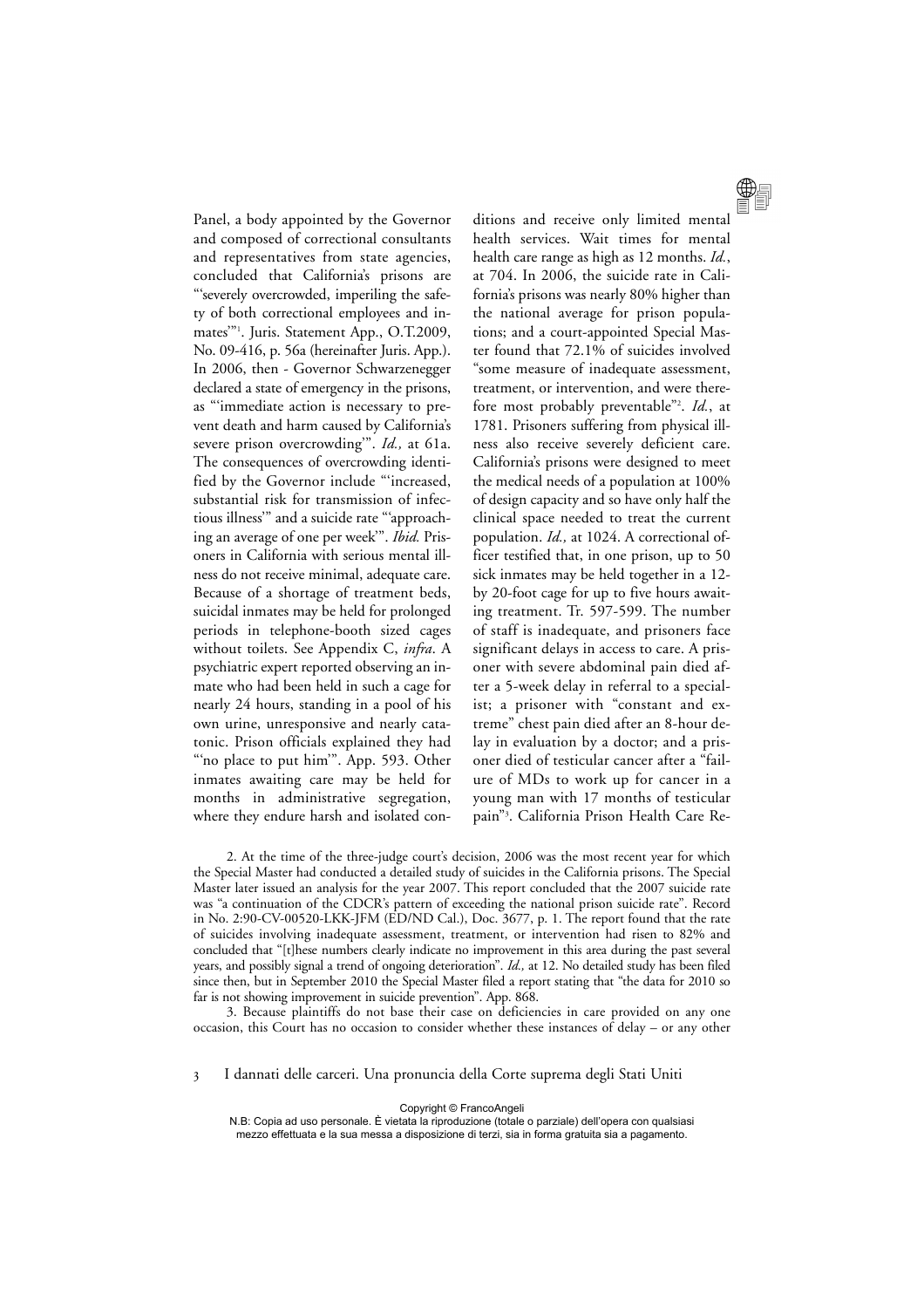Panel, a body appointed by the Governor and composed of correctional consultants and representatives from state agencies, concluded that California's prisons are "'severely overcrowded, imperiling the safety of both correctional employees and inmates'"[1]. Juris. Statement App., O.T.2009, No. 09-416, p. 56a (hereinafter Juris. App.). In 2006, then - Governor Schwarzenegger declared a state of emergency in the prisons, as "'immediate action is necessary to prevent death and harm caused by California's severe prison overcrowding'". *Id.,* at 61a. The consequences of overcrowding identified by the Governor include "'increased, substantial risk for transmission of infectious illness'" and a suicide rate "'approaching an average of one per week'". *Ibid.* Prisoners in California with serious mental illness do not receive minimal, adequate care. Because of a shortage of treatment beds, suicidal inmates may be held for prolonged periods in telephone-booth sized cages without toilets. See Appendix C, *infra*. A psychiatric expert reported observing an inmate who had been held in such a cage for nearly 24 hours, standing in a pool of his own urine, unresponsive and nearly catatonic. Prison officials explained they had "'no place to put him'". App. 593. Other inmates awaiting care may be held for months in administrative segregation, where they endure harsh and isolated conditions and receive only limited mental health services. Wait times for mental health care range as high as 12 months. *Id.*, at 704. In 2006, the suicide rate in California's prisons was nearly 80% higher than the national average for prison populations; and a court-appointed Special Master found that 72.1% of suicides involved "some measure of inadequate assessment, treatment, or intervention, and were therefore most probably preventable"[2]. *Id.*, at 1781. Prisoners suffering from physical illness also receive severely deficient care. California's prisons were designed to meet the medical needs of a population at 100% of design capacity and so have only half the clinical space needed to treat the current population. *Id.,* at 1024. A correctional officer testified that, in one prison, up to 50 sick inmates may be held together in a 12-by 20-foot cage for up to five hours awaiting treatment. Tr. 597-599. The number of staff is inadequate, and prisoners face significant delays in access to care. A prisoner with severe abdominal pain died after a 5-week delay in referral to a specialist; a prisoner with "constant and extreme" chest pain died after an 8-hour delay in evaluation by a doctor; and a prisoner died of testicular cancer after a "failure of MDs to work up for cancer in a young man with 17 months of testicular pain"[3]. California Prison Health Care Re-

2. At the time of the three-judge court's decision, 2006 was the most recent year for which the Special Master had conducted a detailed study of suicides in the California prisons. The Special Master later issued an analysis for the year 2007. This report concluded that the 2007 suicide rate was "a continuation of the CDCR's pattern of exceeding the national prison suicide rate". Record in No. 2:90-CV-00520-LKK-JFM (ED/ND Cal.), Doc. 3677, p. 1. The report found that the rate of suicides involving inadequate assessment, treatment, or intervention had risen to 82% and concluded that "[t]hese numbers clearly indicate no improvement in this area during the past several years, and possibly signal a trend of ongoing deterioration". *Id.,* at 12. No detailed study has been filed since then, but in September 2010 the Special Master filed a report stating that "the data for 2010 so far is not showing improvement in suicide prevention". App. 868.

3. Because plaintiffs do not base their case on deficiencies in care provided on any one occasion, this Court has no occasion to consider whether these instances of delay – or any other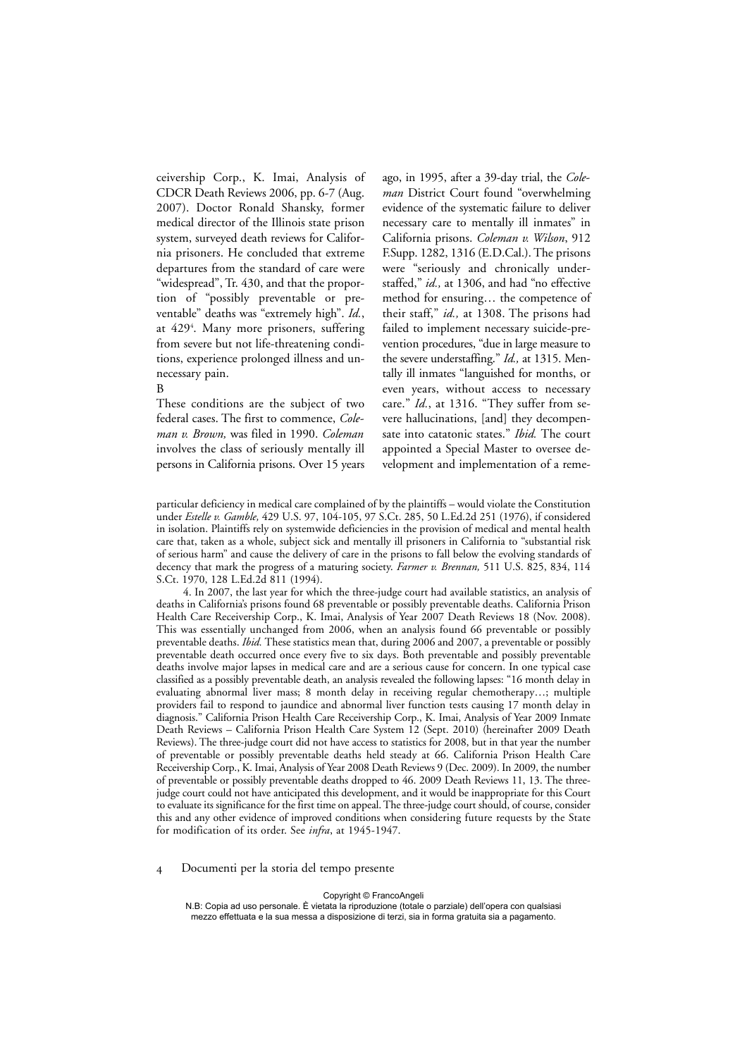ceivership Corp., K. Imai, Analysis of CDCR Death Reviews 2006, pp. 6-7 (Aug. 2007). Doctor Ronald Shansky, former medical director of the Illinois state prison system, surveyed death reviews for California prisoners. He concluded that extreme departures from the standard of care were "widespread", Tr. 430, and that the proportion of "possibly preventable or preventable" deaths was "extremely high". *Id.*, at 429[4]. Many more prisoners, suffering from severe but not life-threatening conditions, experience prolonged illness and unnecessary pain.

B

These conditions are the subject of two federal cases. The first to commence, *Coleman v. Brown,* was filed in 1990. *Coleman* involves the class of seriously mentally ill persons in California prisons. Over 15 years ago, in 1995, after a 39-day trial, the *Coleman* District Court found "overwhelming evidence of the systematic failure to deliver necessary care to mentally ill inmates" in California prisons. *Coleman v. Wilson*, 912 F.Supp. 1282, 1316 (E.D.Cal.). The prisons were "seriously and chronically understaffed," *id.,* at 1306, and had "no effective method for ensuring… the competence of their staff," *id.,* at 1308. The prisons had failed to implement necessary suicide-prevention procedures, "due in large measure to the severe understaffing." *Id.,* at 1315. Mentally ill inmates "languished for months, or even years, without access to necessary care." *Id.*, at 1316. "They suffer from severe hallucinations, [and] they decompensate into catatonic states." *Ibid.* The court appointed a Special Master to oversee development and implementation of a reme-

particular deficiency in medical care complained of by the plaintiffs – would violate the Constitution under *Estelle v. Gamble,* 429 U.S. 97, 104-105, 97 S.Ct. 285, 50 L.Ed.2d 251 (1976), if considered in isolation. Plaintiffs rely on systemwide deficiencies in the provision of medical and mental health care that, taken as a whole, subject sick and mentally ill prisoners in California to "substantial risk of serious harm" and cause the delivery of care in the prisons to fall below the evolving standards of decency that mark the progress of a maturing society. *Farmer v. Brennan,* 511 U.S. 825, 834, 114 S.Ct. 1970, 128 L.Ed.2d 811 (1994).

4. In 2007, the last year for which the three-judge court had available statistics, an analysis of deaths in California's prisons found 68 preventable or possibly preventable deaths. California Prison Health Care Receivership Corp., K. Imai, Analysis of Year 2007 Death Reviews 18 (Nov. 2008). This was essentially unchanged from 2006, when an analysis found 66 preventable or possibly preventable deaths. *Ibid.* These statistics mean that, during 2006 and 2007, a preventable or possibly preventable death occurred once every five to six days. Both preventable and possibly preventable deaths involve major lapses in medical care and are a serious cause for concern. In one typical case classified as a possibly preventable death, an analysis revealed the following lapses: "16 month delay in evaluating abnormal liver mass; 8 month delay in receiving regular chemotherapy…; multiple providers fail to respond to jaundice and abnormal liver function tests causing 17 month delay in diagnosis." California Prison Health Care Receivership Corp., K. Imai, Analysis of Year 2009 Inmate Death Reviews – California Prison Health Care System 12 (Sept. 2010) (hereinafter 2009 Death Reviews). The three-judge court did not have access to statistics for 2008, but in that year the number of preventable or possibly preventable deaths held steady at 66. California Prison Health Care Receivership Corp., K. Imai, Analysis of Year 2008 Death Reviews 9 (Dec. 2009). In 2009, the number of preventable or possibly preventable deaths dropped to 46. 2009 Death Reviews 11, 13. The three-judge court could not have anticipated this development, and it would be inappropriate for this Court to evaluate its significance for the first time on appeal. The three-judge court should, of course, consider this and any other evidence of improved conditions when considering future requests by the State for modification of its order. See *infra*, at 1945-1947.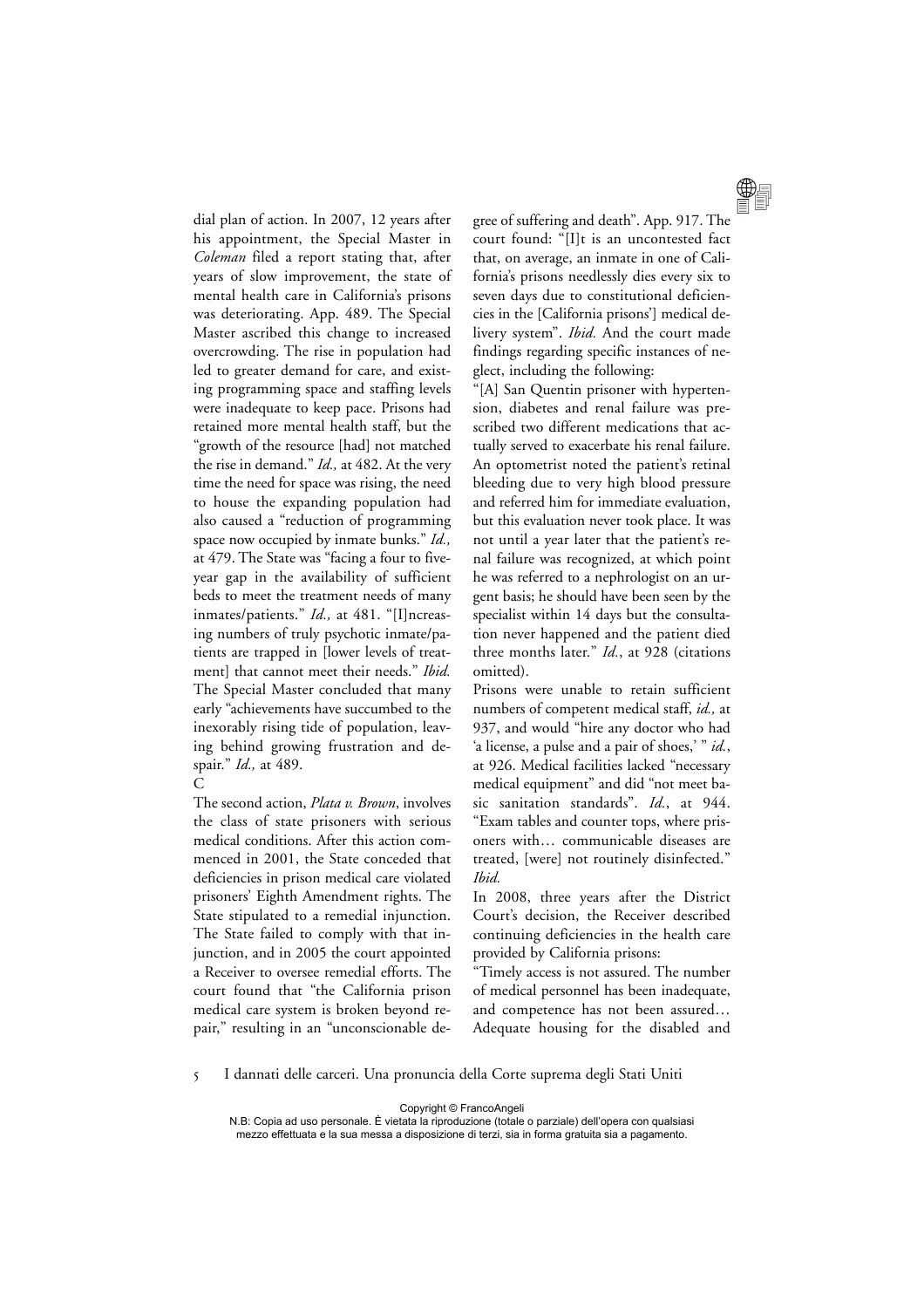dial plan of action. In 2007, 12 years after his appointment, the Special Master in *Coleman* filed a report stating that, after years of slow improvement, the state of mental health care in California's prisons was deteriorating. App. 489. The Special Master ascribed this change to increased overcrowding. The rise in population had led to greater demand for care, and existing programming space and staffing levels were inadequate to keep pace. Prisons had retained more mental health staff, but the "growth of the resource [had] not matched the rise in demand." *Id.,* at 482. At the very time the need for space was rising, the need to house the expanding population had also caused a "reduction of programming space now occupied by inmate bunks." *Id.,* at 479. The State was "facing a four to five-year gap in the availability of sufficient beds to meet the treatment needs of many inmates/patients." *Id.,* at 481. "[I]ncreasing numbers of truly psychotic inmate/patients are trapped in [lower levels of treatment] that cannot meet their needs." *Ibid.* The Special Master concluded that many early "achievements have succumbed to the inexorably rising tide of population, leaving behind growing frustration and despair." *Id.,* at 489.

C

The second action, *Plata v. Brown*, involves the class of state prisoners with serious medical conditions. After this action commenced in 2001, the State conceded that deficiencies in prison medical care violated prisoners' Eighth Amendment rights. The State stipulated to a remedial injunction. The State failed to comply with that injunction, and in 2005 the court appointed a Receiver to oversee remedial efforts. The court found that "the California prison medical care system is broken beyond repair," resulting in an "unconscionable degree of suffering and death". App. 917. The court found: "[I]t is an uncontested fact that, on average, an inmate in one of California's prisons needlessly dies every six to seven days due to constitutional deficiencies in the [California prisons'] medical delivery system". *Ibid.* And the court made findings regarding specific instances of neglect, including the following:

"[A] San Quentin prisoner with hypertension, diabetes and renal failure was prescribed two different medications that actually served to exacerbate his renal failure. An optometrist noted the patient's retinal bleeding due to very high blood pressure and referred him for immediate evaluation, but this evaluation never took place. It was not until a year later that the patient's renal failure was recognized, at which point he was referred to a nephrologist on an urgent basis; he should have been seen by the specialist within 14 days but the consultation never happened and the patient died three months later." *Id.*, at 928 (citations omitted).

Prisons were unable to retain sufficient numbers of competent medical staff, *id.,* at 937, and would "hire any doctor who had 'a license, a pulse and a pair of shoes,' " *id.*, at 926. Medical facilities lacked "necessary medical equipment" and did "not meet basic sanitation standards". *Id.*, at 944. "Exam tables and counter tops, where prisoners with… communicable diseases are treated, [were] not routinely disinfected." *Ibid.*

In 2008, three years after the District Court's decision, the Receiver described continuing deficiencies in the health care provided by California prisons:

"Timely access is not assured. The number of medical personnel has been inadequate, and competence has not been assured… Adequate housing for the disabled and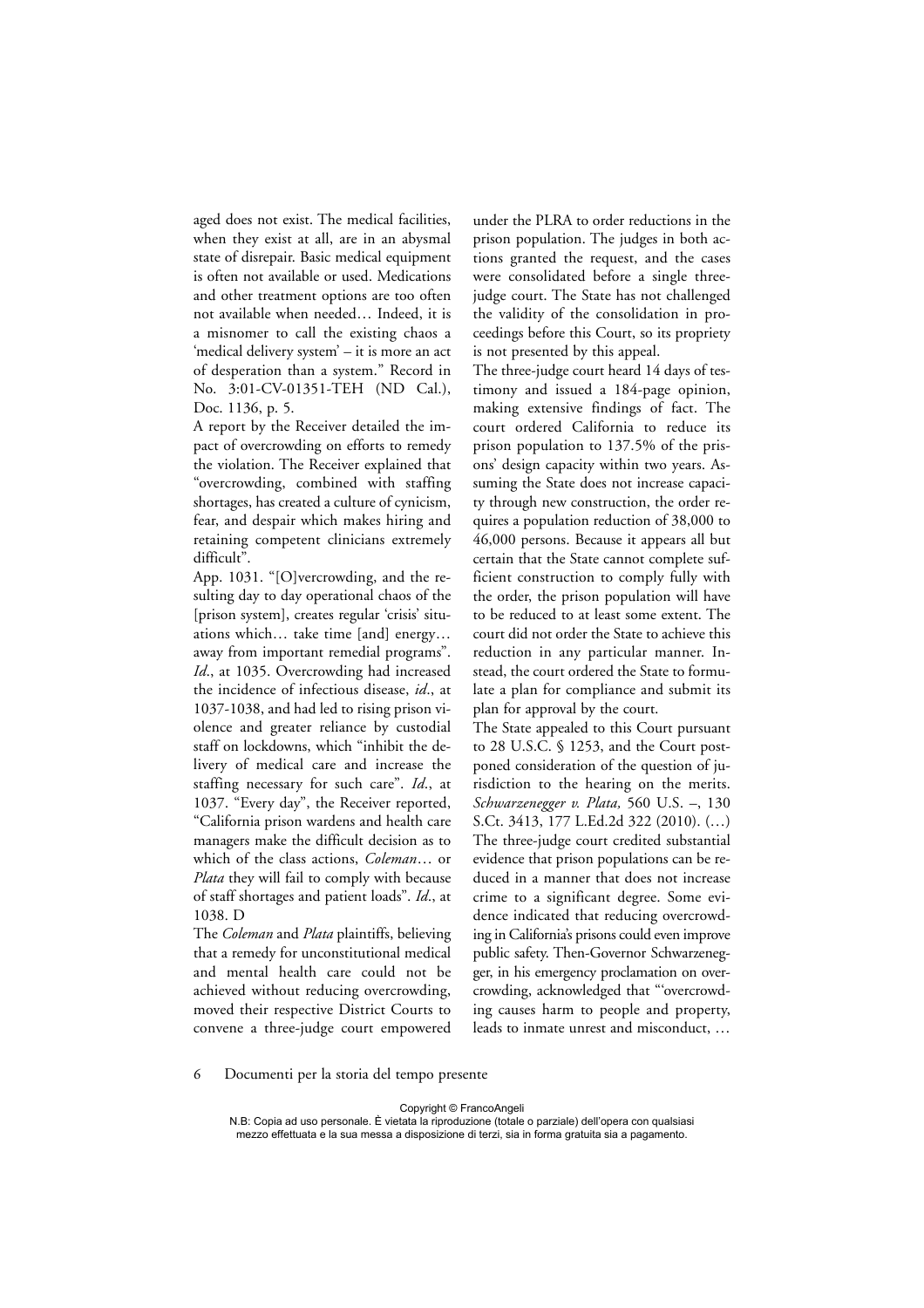aged does not exist. The medical facilities, when they exist at all, are in an abysmal state of disrepair. Basic medical equipment is often not available or used. Medications and other treatment options are too often not available when needed… Indeed, it is a misnomer to call the existing chaos a 'medical delivery system' – it is more an act of desperation than a system." Record in No. 3:01-CV-01351-TEH (ND Cal.), Doc. 1136, p. 5.

A report by the Receiver detailed the impact of overcrowding on efforts to remedy the violation. The Receiver explained that "overcrowding, combined with staffing shortages, has created a culture of cynicism, fear, and despair which makes hiring and retaining competent clinicians extremely difficult".

App. 1031. "[O]vercrowding, and the resulting day to day operational chaos of the [prison system], creates regular 'crisis' situations which… take time [and] energy… away from important remedial programs". *Id*., at 1035. Overcrowding had increased the incidence of infectious disease, *id*., at 1037-1038, and had led to rising prison violence and greater reliance by custodial staff on lockdowns, which "inhibit the delivery of medical care and increase the staffing necessary for such care". *Id*., at 1037. "Every day", the Receiver reported, "California prison wardens and health care managers make the difficult decision as to which of the class actions, *Coleman*… or *Plata* they will fail to comply with because of staff shortages and patient loads". *Id*., at 1038. D

The *Coleman* and *Plata* plaintiffs, believing that a remedy for unconstitutional medical and mental health care could not be achieved without reducing overcrowding, moved their respective District Courts to convene a three-judge court empowered under the PLRA to order reductions in the prison population. The judges in both actions granted the request, and the cases were consolidated before a single three-judge court. The State has not challenged the validity of the consolidation in proceedings before this Court, so its propriety is not presented by this appeal.

The three-judge court heard 14 days of testimony and issued a 184-page opinion, making extensive findings of fact. The court ordered California to reduce its prison population to 137.5% of the prisons' design capacity within two years. Assuming the State does not increase capacity through new construction, the order requires a population reduction of 38,000 to 46,000 persons. Because it appears all but certain that the State cannot complete sufficient construction to comply fully with the order, the prison population will have to be reduced to at least some extent. The court did not order the State to achieve this reduction in any particular manner. Instead, the court ordered the State to formulate a plan for compliance and submit its plan for approval by the court.

The State appealed to this Court pursuant to 28 U.S.C. § 1253, and the Court postponed consideration of the question of jurisdiction to the hearing on the merits. *Schwarzenegger v. Plata,* 560 U.S. –, 130 S.Ct. 3413, 177 L.Ed.2d 322 (2010). (…)

The three-judge court credited substantial evidence that prison populations can be reduced in a manner that does not increase crime to a significant degree. Some evidence indicated that reducing overcrowding in California's prisons could even improve public safety. Then-Governor Schwarzenegger, in his emergency proclamation on overcrowding, acknowledged that "'overcrowding causes harm to people and property, leads to inmate unrest and misconduct, …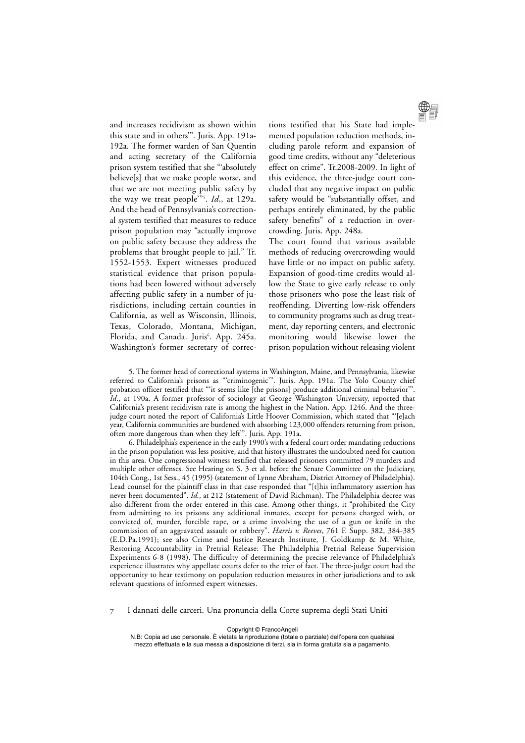and increases recidivism as shown within this state and in others'". Juris. App. 191a-192a. The former warden of San Quentin and acting secretary of the California prison system testified that she "'absolutely believe[s] that we make people worse, and that we are not meeting public safety by the way we treat people'"[5]. *Id*., at 129a. And the head of Pennsylvania's correctional system testified that measures to reduce prison population may "actually improve on public safety because they address the problems that brought people to jail." Tr. 1552-1553. Expert witnesses produced statistical evidence that prison populations had been lowered without adversely affecting public safety in a number of jurisdictions, including certain counties in California, as well as Wisconsin, Illinois, Texas, Colorado, Montana, Michigan, Florida, and Canada. Juris[6]. App. 245a. Washington's former secretary of corrections testified that his State had implemented population reduction methods, including parole reform and expansion of good time credits, without any "deleterious effect on crime". Tr.2008-2009. In light of this evidence, the three-judge court concluded that any negative impact on public safety would be "substantially offset, and perhaps entirely eliminated, by the public safety benefits" of a reduction in overcrowding. Juris. App. 248a.

The court found that various available methods of reducing overcrowding would have little or no impact on public safety. Expansion of good-time credits would allow the State to give early release to only those prisoners who pose the least risk of reoffending. Diverting low-risk offenders to community programs such as drug treatment, day reporting centers, and electronic monitoring would likewise lower the prison population without releasing violent

5. The former head of correctional systems in Washington, Maine, and Pennsylvania, likewise referred to California's prisons as "'criminogenic'". Juris. App. 191a. The Yolo County chief probation officer testified that "'it seems like [the prisons] produce additional criminal behavior'". *Id*., at 190a. A former professor of sociology at George Washington University, reported that California's present recidivism rate is among the highest in the Nation. App. 1246. And the three-judge court noted the report of California's Little Hoover Commission, which stated that "'[e]ach year, California communities are burdened with absorbing 123,000 offenders returning from prison, often more dangerous than when they left'". Juris. App. 191a.

6. Philadelphia's experience in the early 1990's with a federal court order mandating reductions in the prison population was less positive, and that history illustrates the undoubted need for caution in this area. One congressional witness testified that released prisoners committed 79 murders and multiple other offenses. See Hearing on S. 3 et al. before the Senate Committee on the Judiciary, 104th Cong., 1st Sess., 45 (1995) (statement of Lynne Abraham, District Attorney of Philadelphia). Lead counsel for the plaintiff class in that case responded that "[t]his inflammatory assertion has never been documented". *Id.*, at 212 (statement of David Richman). The Philadelphia decree was also different from the order entered in this case. Among other things, it "prohibited the City from admitting to its prisons any additional inmates, except for persons charged with, or convicted of, murder, forcible rape, or a crime involving the use of a gun or knife in the commission of an aggravated assault or robbery". *Harris v. Reeves*, 761 F. Supp. 382, 384-385 (E.D.Pa.1991); see also Crime and Justice Research Institute, J. Goldkamp & M. White, Restoring Accountability in Pretrial Release: The Philadelphia Pretrial Release Supervision Experiments 6-8 (1998). The difficulty of determining the precise relevance of Philadelphia's experience illustrates why appellate courts defer to the trier of fact. The three-judge court had the opportunity to hear testimony on population reduction measures in other jurisdictions and to ask relevant questions of informed expert witnesses.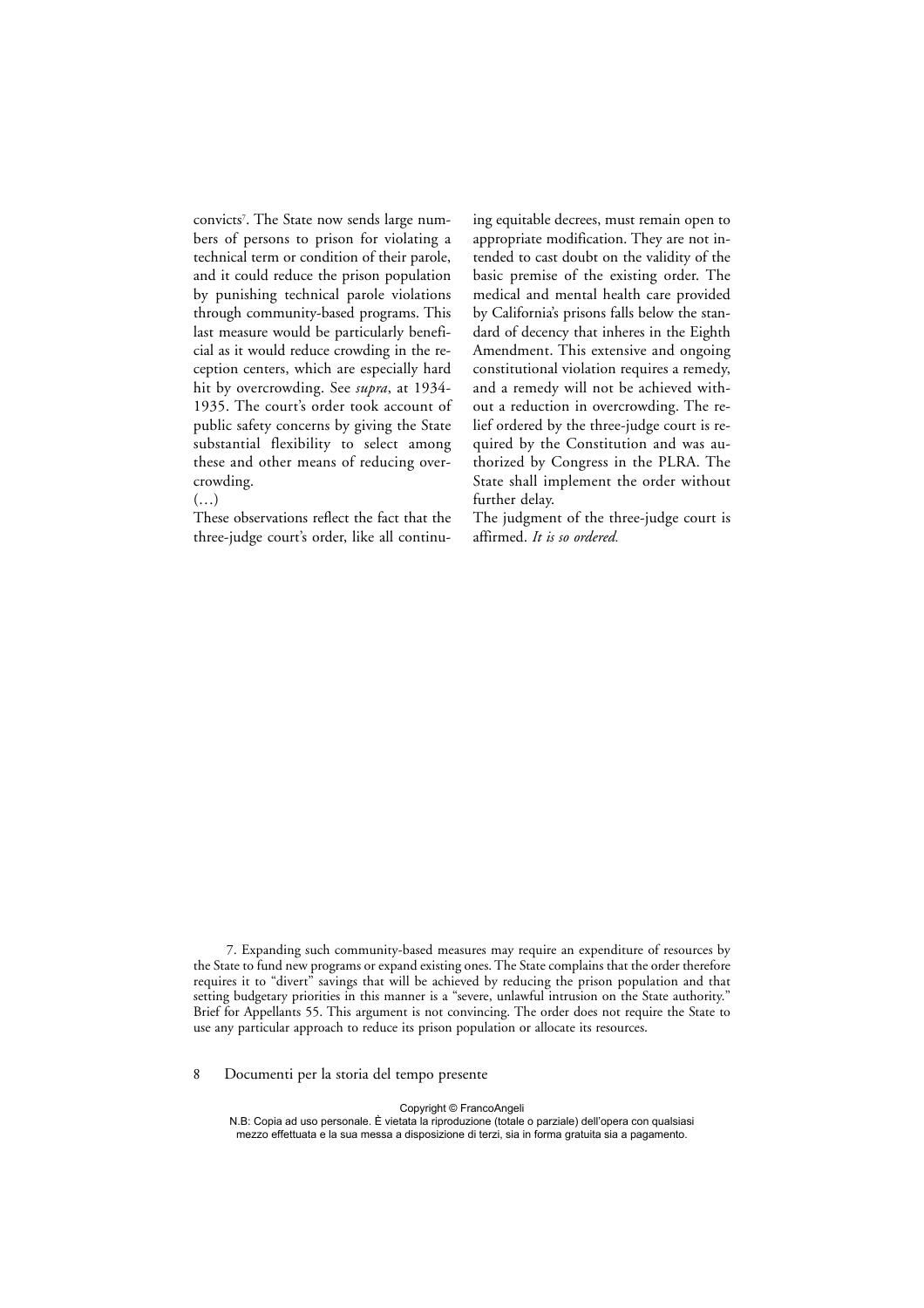convicts[7]. The State now sends large numbers of persons to prison for violating a technical term or condition of their parole, and it could reduce the prison population by punishing technical parole violations through community-based programs. This last measure would be particularly beneficial as it would reduce crowding in the reception centers, which are especially hard hit by overcrowding. See *supra*, at 1934-1935. The court's order took account of public safety concerns by giving the State substantial flexibility to select among these and other means of reducing overcrowding.

(…)

These observations reflect the fact that the three-judge court's order, like all continuing equitable decrees, must remain open to appropriate modification. They are not intended to cast doubt on the validity of the basic premise of the existing order. The medical and mental health care provided by California's prisons falls below the standard of decency that inheres in the Eighth Amendment. This extensive and ongoing constitutional violation requires a remedy, and a remedy will not be achieved without a reduction in overcrowding. The relief ordered by the three-judge court is required by the Constitution and was authorized by Congress in the PLRA. The State shall implement the order without further delay.

The judgment of the three-judge court is affirmed. *It is so ordered.*

7. Expanding such community-based measures may require an expenditure of resources by the State to fund new programs or expand existing ones. The State complains that the order therefore requires it to "divert" savings that will be achieved by reducing the prison population and that setting budgetary priorities in this manner is a "severe, unlawful intrusion on the State authority." Brief for Appellants 55. This argument is not convincing. The order does not require the State to use any particular approach to reduce its prison population or allocate its resources.